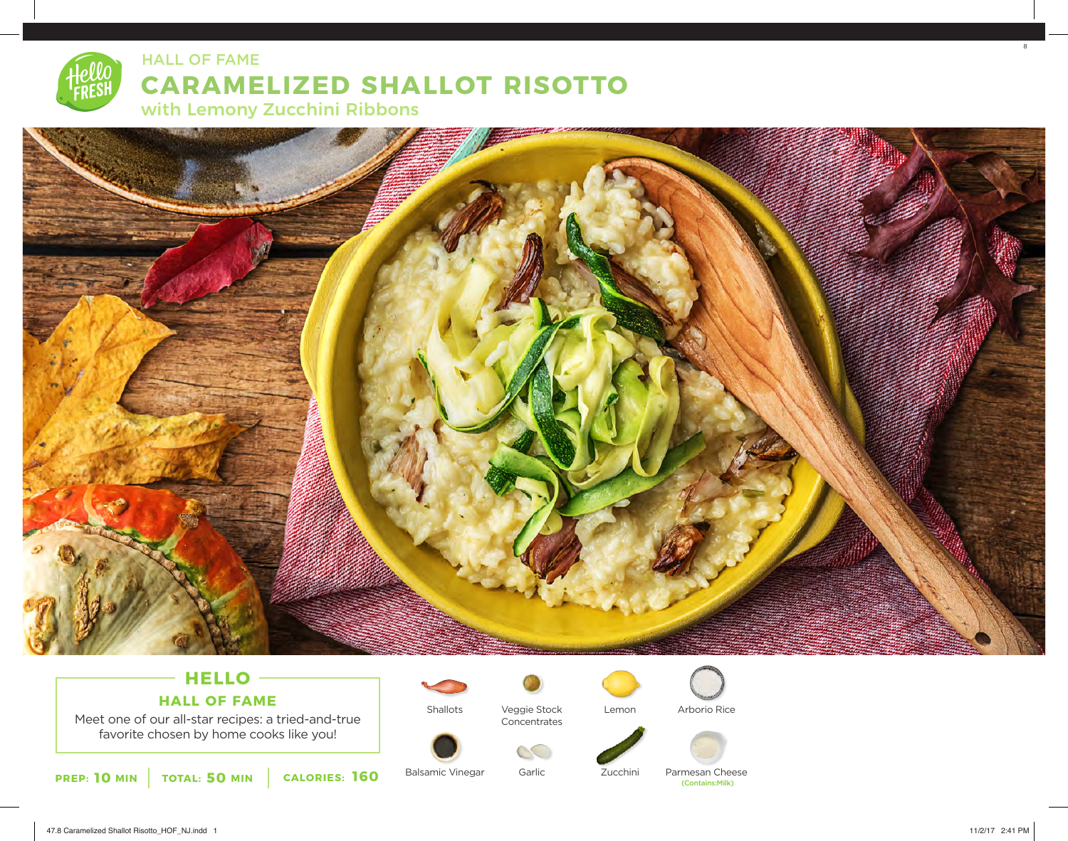HALL OF FAME

# CARAMELIZED SHALLOT RISOTTO

## with Lemony Zucchini Ribbons

### HELLO HALL OF FAME

Meet one of our all-star recipes: a tried-and-true favorite chosen by home cooks like you!

**PREP: 10 MIN** | **TOTAL: 50 MIN** | **CALORIES: 160**

- Shallots
- Veggie Stock Concentrates
- Lemon
- Arborio Rice
- Balsamic Vinegar
- Garlic
- Zucchini
- Parmesan Cheese (Contains:Milk)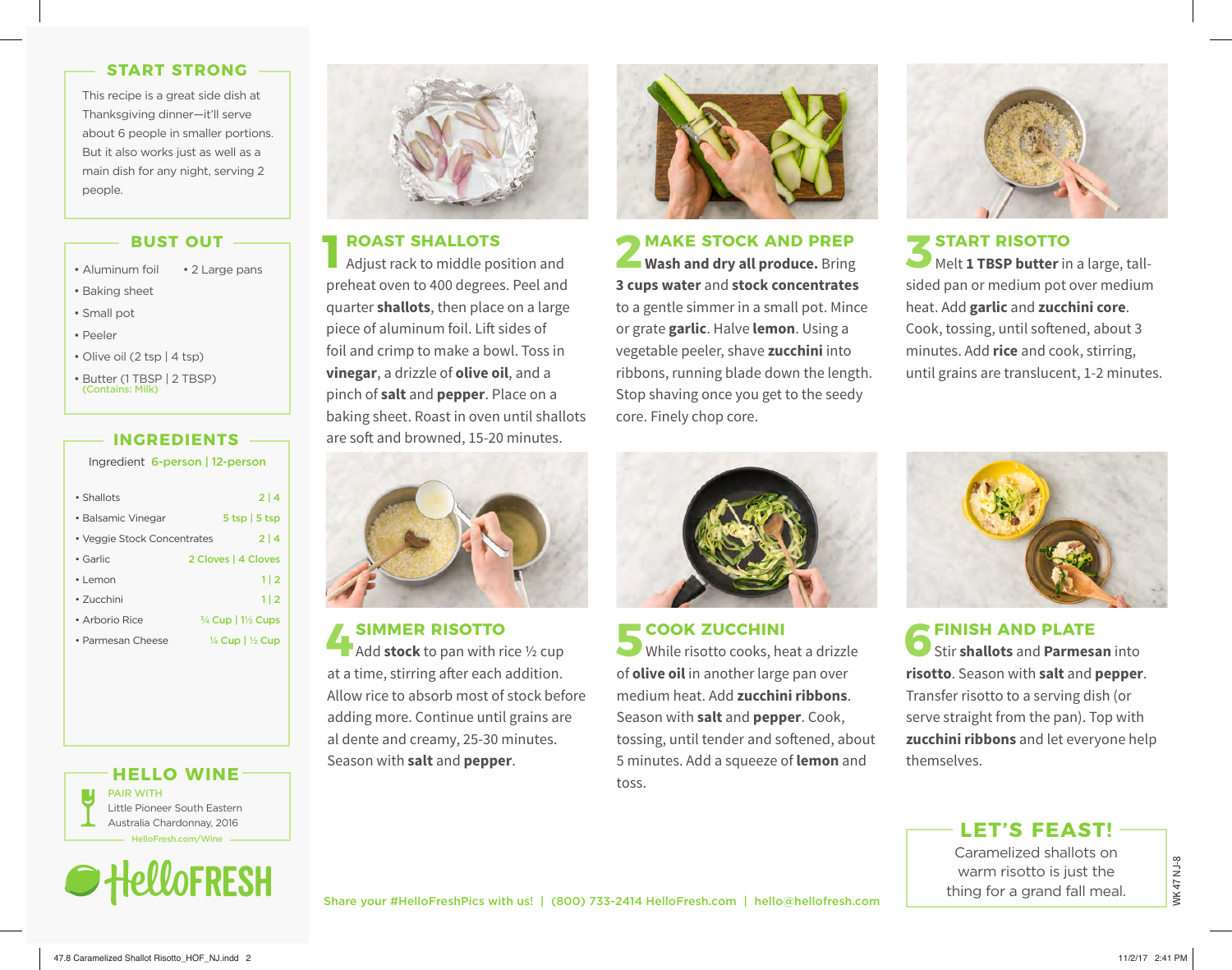## START STRONG

This recipe is a great side dish at Thanksgiving dinner—it'll serve about 6 people in smaller portions. But it also works just as well as a main dish for any night, serving 2 people.

## BUST OUT

- Aluminum foil
- 2 Large pans
- Baking sheet
- Small pot
- Peeler
- Olive oil (2 tsp | 4 tsp)
- Butter (1 TBSP | 2 TBSP) (Contains: Milk)

## INGREDIENTS

| Ingredient | 6-person \| 12-person |
|---|---|
| Shallots | 2 \| 4 |
| Balsamic Vinegar | 5 tsp \| 5 tsp |
| Veggie Stock Concentrates | 2 \| 4 |
| Garlic | 2 Cloves \| 4 Cloves |
| Lemon | 1 \| 2 |
| Zucchini | 1 \| 2 |
| Arborio Rice | ¾ Cup \| 1½ Cups |
| Parmesan Cheese | ¼ Cup \| ½ Cup |

## HELLO WINE

PAIR WITH
Little Pioneer South Eastern Australia Chardonnay, 2016
HelloFresh.com/Wine

HelloFRESH

### 1 ROAST SHALLOTS

Adjust rack to middle position and preheat oven to 400 degrees. Peel and quarter **shallots**, then place on a large piece of aluminum foil. Lift sides of foil and crimp to make a bowl. Toss in **vinegar**, a drizzle of **olive oil**, and a pinch of **salt** and **pepper**. Place on a baking sheet. Roast in oven until shallots are soft and browned, 15-20 minutes.

### 2 MAKE STOCK AND PREP

**Wash and dry all produce.** Bring **3 cups water** and **stock concentrates** to a gentle simmer in a small pot. Mince or grate **garlic**. Halve **lemon**. Using a vegetable peeler, shave **zucchini** into ribbons, running blade down the length. Stop shaving once you get to the seedy core. Finely chop core.

### 3 START RISOTTO

Melt **1 TBSP butter** in a large, tall-sided pan or medium pot over medium heat. Add **garlic** and **zucchini core**. Cook, tossing, until softened, about 3 minutes. Add **rice** and cook, stirring, until grains are translucent, 1-2 minutes.

### 4 SIMMER RISOTTO

Add **stock** to pan with rice ½ cup at a time, stirring after each addition. Allow rice to absorb most of stock before adding more. Continue until grains are al dente and creamy, 25-30 minutes. Season with **salt** and **pepper**.

### 5 COOK ZUCCHINI

While risotto cooks, heat a drizzle of **olive oil** in another large pan over medium heat. Add **zucchini ribbons**. Season with **salt** and **pepper**. Cook, tossing, until tender and softened, about 5 minutes. Add a squeeze of **lemon** and toss.

### 6 FINISH AND PLATE

Stir **shallots** and **Parmesan** into **risotto**. Season with **salt** and **pepper**. Transfer risotto to a serving dish (or serve straight from the pan). Top with **zucchini ribbons** and let everyone help themselves.

## LET'S FEAST!

Caramelized shallots on warm risotto is just the thing for a grand fall meal.

Share your #HelloFreshPics with us! | (800) 733-2414 HelloFresh.com | hello@hellofresh.com

WK47 NJ-8